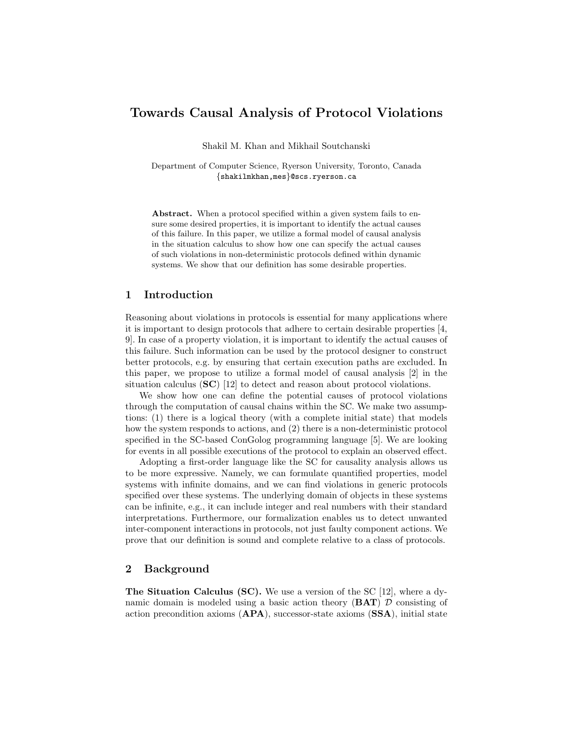# Towards Causal Analysis of Protocol Violations

Shakil M. Khan and Mikhail Soutchanski

Department of Computer Science, Ryerson University, Toronto, Canada
{shakilmkhan,mes}@scs.ryerson.ca

**Abstract.** When a protocol specified within a given system fails to ensure some desired properties, it is important to identify the actual causes of this failure. In this paper, we utilize a formal model of causal analysis in the situation calculus to show how one can specify the actual causes of such violations in non-deterministic protocols defined within dynamic systems. We show that our definition has some desirable properties.

## 1 Introduction

Reasoning about violations in protocols is essential for many applications where it is important to design protocols that adhere to certain desirable properties [4, 9]. In case of a property violation, it is important to identify the actual causes of this failure. Such information can be used by the protocol designer to construct better protocols, e.g. by ensuring that certain execution paths are excluded. In this paper, we propose to utilize a formal model of causal analysis [2] in the situation calculus (**SC**) [12] to detect and reason about protocol violations.

We show how one can define the potential causes of protocol violations through the computation of causal chains within the SC. We make two assumptions: (1) there is a logical theory (with a complete initial state) that models how the system responds to actions, and (2) there is a non-deterministic protocol specified in the SC-based ConGolog programming language [5]. We are looking for events in all possible executions of the protocol to explain an observed effect.

Adopting a first-order language like the SC for causality analysis allows us to be more expressive. Namely, we can formulate quantified properties, model systems with infinite domains, and we can find violations in generic protocols specified over these systems. The underlying domain of objects in these systems can be infinite, e.g., it can include integer and real numbers with their standard interpretations. Furthermore, our formalization enables us to detect unwanted inter-component interactions in protocols, not just faulty component actions. We prove that our definition is sound and complete relative to a class of protocols.

## 2 Background

**The Situation Calculus (SC).** We use a version of the SC [12], where a dynamic domain is modeled using a basic action theory (**BAT**) $\mathcal{D}$ consisting of action precondition axioms (**APA**), successor-state axioms (**SSA**), initial state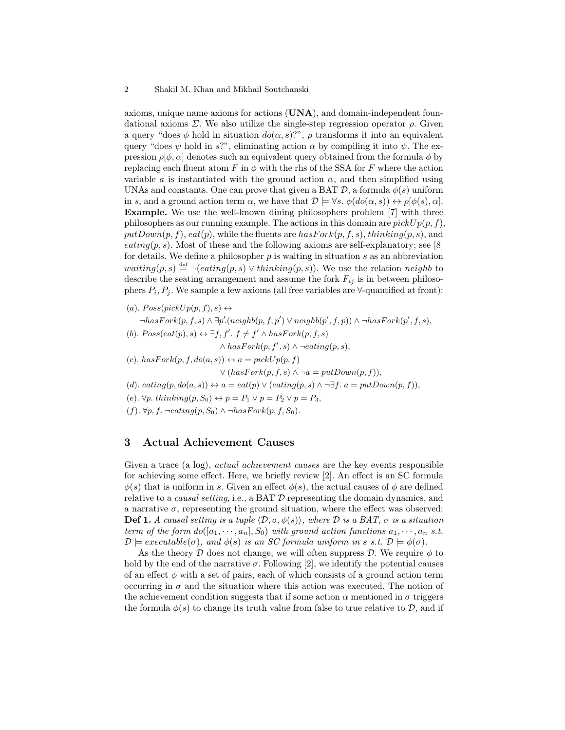axioms, unique name axioms for actions (**UNA**), and domain-independent foundational axioms $\Sigma$. We also utilize the single-step regression operator $\rho$. Given a query "does $\phi$ hold in situation $do(\alpha, s)$?", $\rho$ transforms it into an equivalent query "does $\psi$ hold in $s$?", eliminating action $\alpha$ by compiling it into $\psi$. The expression $\rho[\phi, \alpha]$ denotes such an equivalent query obtained from the formula $\phi$ by replacing each fluent atom $F$ in $\phi$ with the rhs of the SSA for $F$ where the action variable $a$ is instantiated with the ground action $\alpha$, and then simplified using UNAs and constants. One can prove that given a BAT $\mathcal{D}$, a formula $\phi(s)$ uniform in $s$, and a ground action term $\alpha$, we have that $\mathcal{D} \models \forall s.\ \phi(do(\alpha, s)) \leftrightarrow \rho[\phi(s), \alpha]$.

**Example.** We use the well-known dining philosophers problem [7] with three philosophers as our running example. The actions in this domain are $pickUp(p, f)$, $putDown(p, f)$, $eat(p)$, while the fluents are $hasFork(p, f, s)$, $thinking(p, s)$, and $eating(p, s)$. Most of these and the following axioms are self-explanatory; see [8] for details. We define a philosopher $p$ is waiting in situation $s$ as an abbreviation $waiting(p, s) \stackrel{\text{def}}{=} \neg(eating(p, s) \vee thinking(p, s))$. We use the relation $neighb$ to describe the seating arrangement and assume the fork $F_{ij}$ is in between philosophers $P_i, P_j$. We sample a few axioms (all free variables are $\forall$-quantified at front):

$(a)$. $Poss(pickUp(p, f), s) \leftrightarrow$
$\quad \neg hasFork(p, f, s) \wedge \exists p'.(neighb(p, f, p') \vee neighb(p', f, p)) \wedge \neg hasFork(p', f, s),$

$(b)$. $Poss(eat(p), s) \leftrightarrow \exists f, f'.\ f \neq f' \wedge hasFork(p, f, s)$
$\quad \wedge hasFork(p, f', s) \wedge \neg eating(p, s),$

$(c)$. $hasFork(p, f, do(a, s)) \leftrightarrow a = pickUp(p, f)$
$\quad \vee (hasFork(p, f, s) \wedge \neg a = putDown(p, f)),$

$(d)$. $eating(p, do(a, s)) \leftrightarrow a = eat(p) \vee (eating(p, s) \wedge \neg \exists f.\ a = putDown(p, f)),$

$(e)$. $\forall p.\ thinking(p, S_0) \leftrightarrow p = P_1 \vee p = P_2 \vee p = P_3,$

$(f)$. $\forall p, f.\ \neg eating(p, S_0) \wedge \neg hasFork(p, f, S_0).$

## 3 Actual Achievement Causes

Given a trace (a log), *actual achievement causes* are the key events responsible for achieving some effect. Here, we briefly review [2]. An effect is an SC formula $\phi(s)$ that is uniform in $s$. Given an effect $\phi(s)$, the actual causes of $\phi$ are defined relative to a *causal setting*, i.e., a BAT $\mathcal{D}$ representing the domain dynamics, and a narrative $\sigma$, representing the ground situation, where the effect was observed:

**Def 1.** *A causal setting is a tuple $\langle \mathcal{D}, \sigma, \phi(s) \rangle$, where $\mathcal{D}$ is a BAT, $\sigma$ is a situation term of the form $do([a_1, \cdots, a_n], S_0)$ with ground action functions $a_1, \cdots, a_n$ s.t. $\mathcal{D} \models executable(\sigma)$, and $\phi(s)$ is an SC formula uniform in $s$ s.t. $\mathcal{D} \models \phi(\sigma)$.*

As the theory $\mathcal{D}$ does not change, we will often suppress $\mathcal{D}$. We require $\phi$ to hold by the end of the narrative $\sigma$. Following [2], we identify the potential causes of an effect $\phi$ with a set of pairs, each of which consists of a ground action term occurring in $\sigma$ and the situation where this action was executed. The notion of the achievement condition suggests that if some action $\alpha$ mentioned in $\sigma$ triggers the formula $\phi(s)$ to change its truth value from false to true relative to $\mathcal{D}$, and if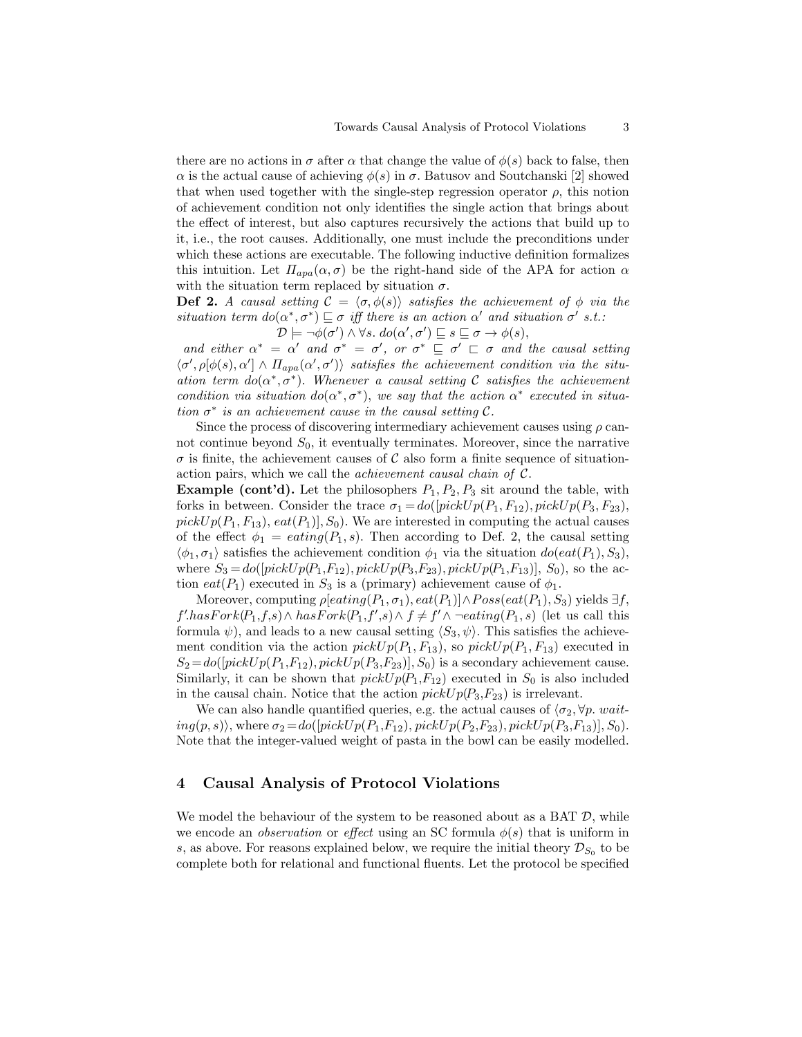there are no actions in $\sigma$ after $\alpha$ that change the value of $\phi(s)$ back to false, then $\alpha$ is the actual cause of achieving $\phi(s)$ in $\sigma$. Batusov and Soutchanski [2] showed that when used together with the single-step regression operator $\rho$, this notion of achievement condition not only identifies the single action that brings about the effect of interest, but also captures recursively the actions that build up to it, i.e., the root causes. Additionally, one must include the preconditions under which these actions are executable. The following inductive definition formalizes this intuition. Let $\Pi_{apa}(\alpha, \sigma)$ be the right-hand side of the APA for action $\alpha$ with the situation term replaced by situation $\sigma$.

**Def 2.** *A causal setting $\mathcal{C} = \langle \sigma, \phi(s) \rangle$ satisfies the achievement of $\phi$ via the situation term $do(\alpha^*, \sigma^*) \sqsubseteq \sigma$ iff there is an action $\alpha'$ and situation $\sigma'$ s.t.:*

$$\mathcal{D} \models \neg\phi(\sigma') \wedge \forall s.\, do(\alpha', \sigma') \sqsubseteq s \sqsubseteq \sigma \rightarrow \phi(s),$$

*and either $\alpha^* = \alpha'$ and $\sigma^* = \sigma'$, or $\sigma^* \sqsubseteq \sigma' \sqsubset \sigma$ and the causal setting $\langle \sigma', \rho[\phi(s), \alpha'] \wedge \Pi_{apa}(\alpha', \sigma') \rangle$ satisfies the achievement condition via the situation term $do(\alpha^*, \sigma^*)$. Whenever a causal setting $\mathcal{C}$ satisfies the achievement condition via situation $do(\alpha^*, \sigma^*)$, we say that the action $\alpha^*$ executed in situation $\sigma^*$ is an achievement cause in the causal setting $\mathcal{C}$.*

Since the process of discovering intermediary achievement causes using $\rho$ cannot continue beyond $S_0$, it eventually terminates. Moreover, since the narrative $\sigma$ is finite, the achievement causes of $\mathcal{C}$ also form a finite sequence of situation-action pairs, which we call the *achievement causal chain of $\mathcal{C}$*.

**Example (cont'd).** Let the philosophers $P_1, P_2, P_3$ sit around the table, with forks in between. Consider the trace $\sigma_1 = do([pickUp(P_1, F_{12}), pickUp(P_3, F_{23}), pickUp(P_1, F_{13}), eat(P_1)], S_0)$. We are interested in computing the actual causes of the effect $\phi_1 = eating(P_1, s)$. Then according to Def. 2, the causal setting $\langle \phi_1, \sigma_1 \rangle$ satisfies the achievement condition $\phi_1$ via the situation $do(eat(P_1), S_3)$, where $S_3 = do([pickUp(P_1, F_{12}), pickUp(P_3, F_{23}), pickUp(P_1, F_{13})], S_0)$, so the action $eat(P_1)$ executed in $S_3$ is a (primary) achievement cause of $\phi_1$.

Moreover, computing $\rho[eating(P_1, \sigma_1), eat(P_1)] \wedge Poss(eat(P_1), S_3)$ yields $\exists f, f'. hasFork(P_1, f, s) \wedge hasFork(P_1, f', s) \wedge f \neq f' \wedge \neg eating(P_1, s)$ (let us call this formula $\psi$), and leads to a new causal setting $\langle S_3, \psi \rangle$. This satisfies the achievement condition via the action $pickUp(P_1, F_{13})$, so $pickUp(P_1, F_{13})$ executed in $S_2 = do([pickUp(P_1, F_{12}), pickUp(P_3, F_{23})], S_0)$ is a secondary achievement cause. Similarly, it can be shown that $pickUp(P_1, F_{12})$ executed in $S_0$ is also included in the causal chain. Notice that the action $pickUp(P_3, F_{23})$ is irrelevant.

We can also handle quantified queries, e.g. the actual causes of $\langle \sigma_2, \forall p.\ waiting(p, s) \rangle$, where $\sigma_2 = do([pickUp(P_1, F_{12}), pickUp(P_2, F_{23}), pickUp(P_3, F_{13})], S_0)$. Note that the integer-valued weight of pasta in the bowl can be easily modelled.

## 4 Causal Analysis of Protocol Violations

We model the behaviour of the system to be reasoned about as a BAT $\mathcal{D}$, while we encode an *observation* or *effect* using an SC formula $\phi(s)$ that is uniform in $s$, as above. For reasons explained below, we require the initial theory $\mathcal{D}_{S_0}$ to be complete both for relational and functional fluents. Let the protocol be specified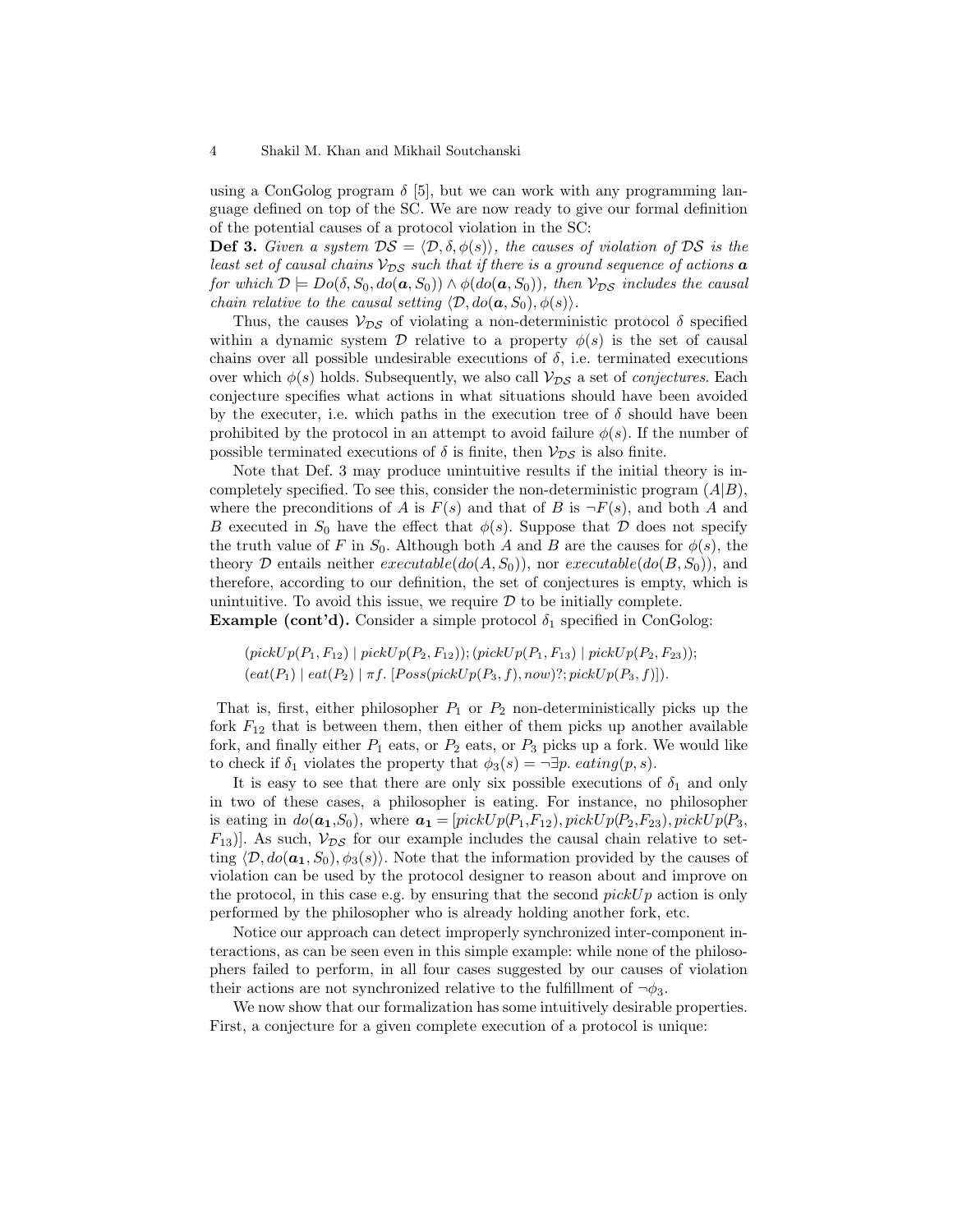using a ConGolog program $\delta$ [5], but we can work with any programming language defined on top of the SC. We are now ready to give our formal definition of the potential causes of a protocol violation in the SC:

**Def 3.** *Given a system $\mathcal{DS} = \langle \mathcal{D}, \delta, \phi(s) \rangle$, the causes of violation of $\mathcal{DS}$ is the least set of causal chains $\mathcal{V}_{\mathcal{DS}}$ such that if there is a ground sequence of actions $\boldsymbol{a}$ for which $\mathcal{D} \models Do(\delta, S_0, do(\boldsymbol{a}, S_0)) \wedge \phi(do(\boldsymbol{a}, S_0))$, then $\mathcal{V}_{\mathcal{DS}}$ includes the causal chain relative to the causal setting $\langle \mathcal{D}, do(\boldsymbol{a}, S_0), \phi(s) \rangle$.*

Thus, the causes $\mathcal{V}_{\mathcal{DS}}$ of violating a non-deterministic protocol $\delta$ specified within a dynamic system $\mathcal{D}$ relative to a property $\phi(s)$ is the set of causal chains over all possible undesirable executions of $\delta$, i.e. terminated executions over which $\phi(s)$ holds. Subsequently, we also call $\mathcal{V}_{\mathcal{DS}}$ a set of *conjectures*. Each conjecture specifies what actions in what situations should have been avoided by the executer, i.e. which paths in the execution tree of $\delta$ should have been prohibited by the protocol in an attempt to avoid failure $\phi(s)$. If the number of possible terminated executions of $\delta$ is finite, then $\mathcal{V}_{\mathcal{DS}}$ is also finite.

Note that Def. 3 may produce unintuitive results if the initial theory is incompletely specified. To see this, consider the non-deterministic program $(A|B)$, where the preconditions of $A$ is $F(s)$ and that of $B$ is $\neg F(s)$, and both $A$ and $B$ executed in $S_0$ have the effect that $\phi(s)$. Suppose that $\mathcal{D}$ does not specify the truth value of $F$ in $S_0$. Although both $A$ and $B$ are the causes for $\phi(s)$, the theory $\mathcal{D}$ entails neither $executable(do(A, S_0))$, nor $executable(do(B, S_0))$, and therefore, according to our definition, the set of conjectures is empty, which is unintuitive. To avoid this issue, we require $\mathcal{D}$ to be initially complete.

**Example (cont'd).** Consider a simple protocol $\delta_1$ specified in ConGolog:

$$(pickUp(P_1, F_{12}) \mid pickUp(P_2, F_{12})); (pickUp(P_1, F_{13}) \mid pickUp(P_2, F_{23}));$$
$$(eat(P_1) \mid eat(P_2) \mid \pi f.\ [Poss(pickUp(P_3, f), now)?; pickUp(P_3, f)]).$$

That is, first, either philosopher $P_1$ or $P_2$ non-deterministically picks up the fork $F_{12}$ that is between them, then either of them picks up another available fork, and finally either $P_1$ eats, or $P_2$ eats, or $P_3$ picks up a fork. We would like to check if $\delta_1$ violates the property that $\phi_3(s) = \neg\exists p.\ eating(p, s)$.

It is easy to see that there are only six possible executions of $\delta_1$ and only in two of these cases, a philosopher is eating. For instance, no philosopher is eating in $do(\boldsymbol{a_1}, S_0)$, where $\boldsymbol{a_1} = [pickUp(P_1, F_{12}), pickUp(P_2, F_{23}), pickUp(P_3, F_{13})]$. As such, $\mathcal{V}_{\mathcal{DS}}$ for our example includes the causal chain relative to setting $\langle \mathcal{D}, do(\boldsymbol{a_1}, S_0), \phi_3(s) \rangle$. Note that the information provided by the causes of violation can be used by the protocol designer to reason about and improve on the protocol, in this case e.g. by ensuring that the second $pickUp$ action is only performed by the philosopher who is already holding another fork, etc.

Notice our approach can detect improperly synchronized inter-component interactions, as can be seen even in this simple example: while none of the philosophers failed to perform, in all four cases suggested by our causes of violation their actions are not synchronized relative to the fulfillment of $\neg\phi_3$.

We now show that our formalization has some intuitively desirable properties. First, a conjecture for a given complete execution of a protocol is unique: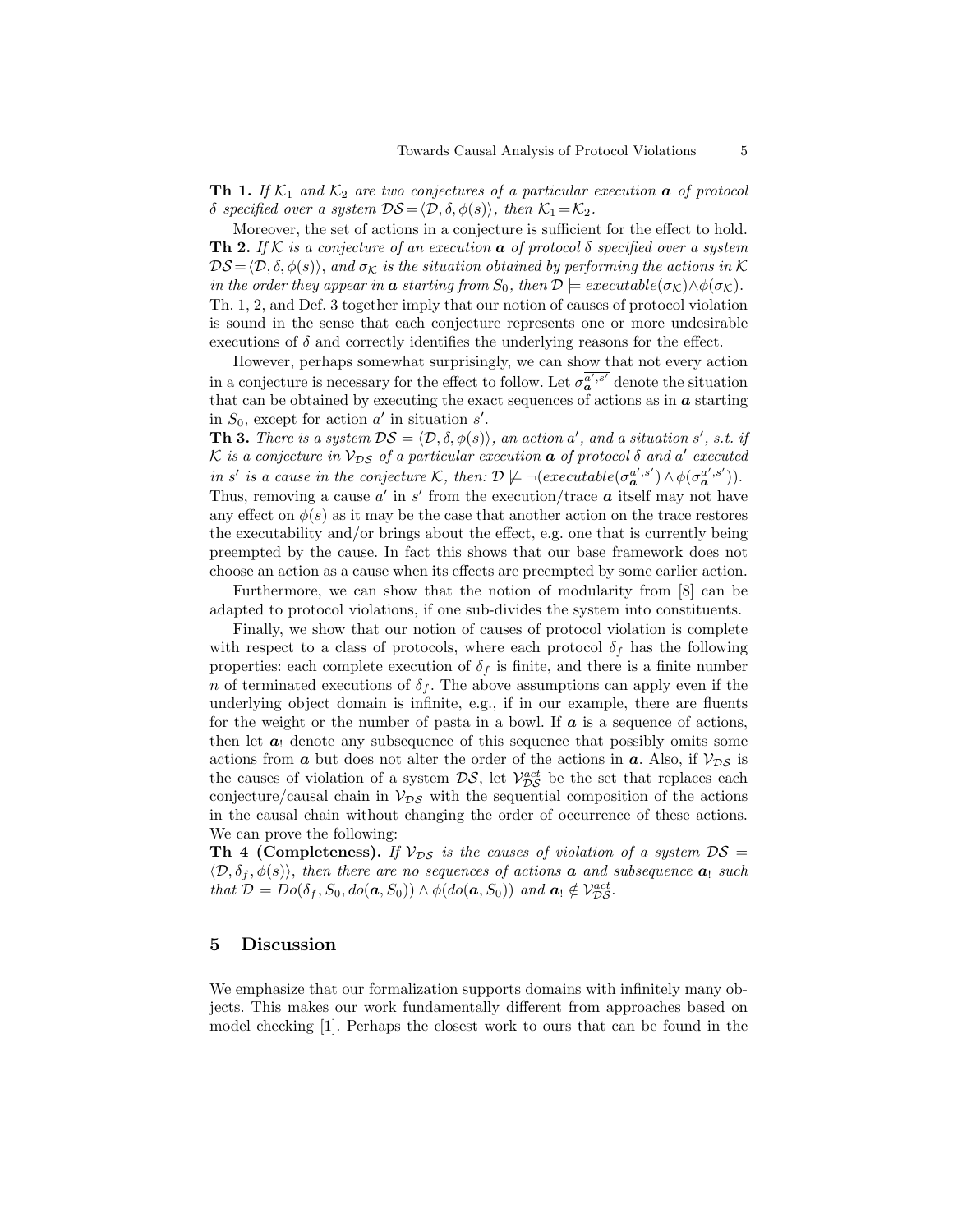**Th 1.** *If $\mathcal{K}_1$ and $\mathcal{K}_2$ are two conjectures of a particular execution $\boldsymbol{a}$ of protocol $\delta$ specified over a system $\mathcal{DS}=\langle \mathcal{D}, \delta, \phi(s)\rangle$, then $\mathcal{K}_1 = \mathcal{K}_2$.*

Moreover, the set of actions in a conjecture is sufficient for the effect to hold.

**Th 2.** *If $\mathcal{K}$ is a conjecture of an execution $\boldsymbol{a}$ of protocol $\delta$ specified over a system $\mathcal{DS}=\langle \mathcal{D}, \delta, \phi(s)\rangle$, and $\sigma_{\mathcal{K}}$ is the situation obtained by performing the actions in $\mathcal{K}$ in the order they appear in $\boldsymbol{a}$ starting from $S_0$, then $\mathcal{D} \models executable(\sigma_{\mathcal{K}}) \wedge \phi(\sigma_{\mathcal{K}})$.*

Th. 1, 2, and Def. 3 together imply that our notion of causes of protocol violation is sound in the sense that each conjecture represents one or more undesirable executions of $\delta$ and correctly identifies the underlying reasons for the effect.

However, perhaps somewhat surprisingly, we can show that not every action in a conjecture is necessary for the effect to follow. Let $\sigma_{\boldsymbol{a}}^{\overline{a',s'}}$ denote the situation that can be obtained by executing the exact sequences of actions as in $\boldsymbol{a}$ starting in $S_0$, except for action $a'$ in situation $s'$.

**Th 3.** *There is a system $\mathcal{DS} = \langle \mathcal{D}, \delta, \phi(s)\rangle$, an action $a'$, and a situation $s'$, s.t. if $\mathcal{K}$ is a conjecture in $\mathcal{V}_{\mathcal{DS}}$ of a particular execution $\boldsymbol{a}$ of protocol $\delta$ and $a'$ executed in $s'$ is a cause in the conjecture $\mathcal{K}$, then: $\mathcal{D} \not\models \neg(executable(\sigma_{\boldsymbol{a}}^{\overline{a',s'}}) \wedge \phi(\sigma_{\boldsymbol{a}}^{\overline{a',s'}}))$.*

Thus, removing a cause $a'$ in $s'$ from the execution/trace $\boldsymbol{a}$ itself may not have any effect on $\phi(s)$ as it may be the case that another action on the trace restores the executability and/or brings about the effect, e.g. one that is currently being preempted by the cause. In fact this shows that our base framework does not choose an action as a cause when its effects are preempted by some earlier action.

Furthermore, we can show that the notion of modularity from [8] can be adapted to protocol violations, if one sub-divides the system into constituents.

Finally, we show that our notion of causes of protocol violation is complete with respect to a class of protocols, where each protocol $\delta_f$ has the following properties: each complete execution of $\delta_f$ is finite, and there is a finite number $n$ of terminated executions of $\delta_f$. The above assumptions can apply even if the underlying object domain is infinite, e.g., if in our example, there are fluents for the weight or the number of pasta in a bowl. If $\boldsymbol{a}$ is a sequence of actions, then let $\boldsymbol{a}_!$ denote any subsequence of this sequence that possibly omits some actions from $\boldsymbol{a}$ but does not alter the order of the actions in $\boldsymbol{a}$. Also, if $\mathcal{V}_{\mathcal{DS}}$ is the causes of violation of a system $\mathcal{DS}$, let $\mathcal{V}_{\mathcal{DS}}^{act}$ be the set that replaces each conjecture/causal chain in $\mathcal{V}_{\mathcal{DS}}$ with the sequential composition of the actions in the causal chain without changing the order of occurrence of these actions. We can prove the following:

**Th 4 (Completeness).** *If $\mathcal{V}_{\mathcal{DS}}$ is the causes of violation of a system $\mathcal{DS} = \langle \mathcal{D}, \delta_f, \phi(s)\rangle$, then there are no sequences of actions $\boldsymbol{a}$ and subsequence $\boldsymbol{a}_!$ such that $\mathcal{D} \models Do(\delta_f, S_0, do(\boldsymbol{a}, S_0)) \wedge \phi(do(\boldsymbol{a}, S_0))$ and $\boldsymbol{a}_! \notin \mathcal{V}_{\mathcal{DS}}^{act}$.*

## 5 Discussion

We emphasize that our formalization supports domains with infinitely many objects. This makes our work fundamentally different from approaches based on model checking [1]. Perhaps the closest work to ours that can be found in the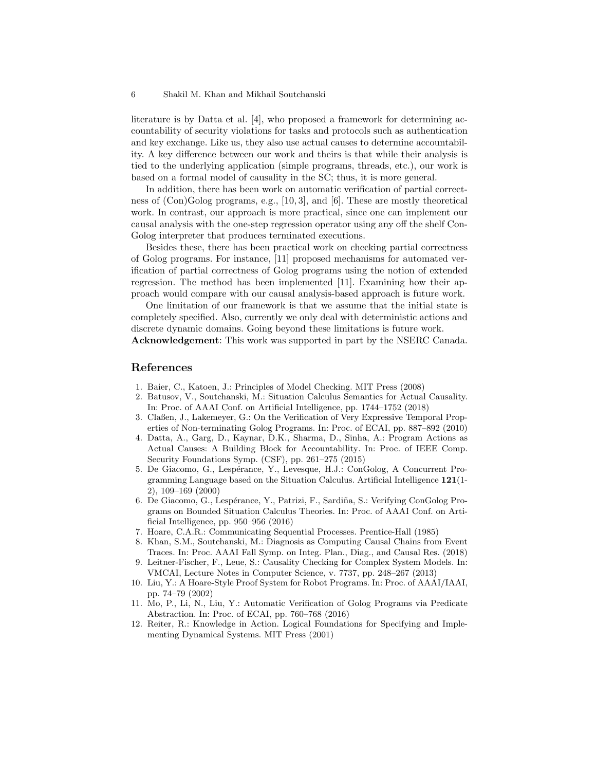literature is by Datta et al. [4], who proposed a framework for determining accountability of security violations for tasks and protocols such as authentication and key exchange. Like us, they also use actual causes to determine accountability. A key difference between our work and theirs is that while their analysis is tied to the underlying application (simple programs, threads, etc.), our work is based on a formal model of causality in the SC; thus, it is more general.

In addition, there has been work on automatic verification of partial correctness of (Con)Golog programs, e.g., [10, 3], and [6]. These are mostly theoretical work. In contrast, our approach is more practical, since one can implement our causal analysis with the one-step regression operator using any off the shelf ConGolog interpreter that produces terminated executions.

Besides these, there has been practical work on checking partial correctness of Golog programs. For instance, [11] proposed mechanisms for automated verification of partial correctness of Golog programs using the notion of extended regression. The method has been implemented [11]. Examining how their approach would compare with our causal analysis-based approach is future work.

One limitation of our framework is that we assume that the initial state is completely specified. Also, currently we only deal with deterministic actions and discrete dynamic domains. Going beyond these limitations is future work.

**Acknowledgement**: This work was supported in part by the NSERC Canada.

## References

1. Baier, C., Katoen, J.: Principles of Model Checking. MIT Press (2008)
2. Batusov, V., Soutchanski, M.: Situation Calculus Semantics for Actual Causality. In: Proc. of AAAI Conf. on Artificial Intelligence, pp. 1744–1752 (2018)
3. Claßen, J., Lakemeyer, G.: On the Verification of Very Expressive Temporal Properties of Non-terminating Golog Programs. In: Proc. of ECAI, pp. 887–892 (2010)
4. Datta, A., Garg, D., Kaynar, D.K., Sharma, D., Sinha, A.: Program Actions as Actual Causes: A Building Block for Accountability. In: Proc. of IEEE Comp. Security Foundations Symp. (CSF), pp. 261–275 (2015)
5. De Giacomo, G., Lespérance, Y., Levesque, H.J.: ConGolog, A Concurrent Programming Language based on the Situation Calculus. Artificial Intelligence **121**(1-2), 109–169 (2000)
6. De Giacomo, G., Lespérance, Y., Patrizi, F., Sardiña, S.: Verifying ConGolog Programs on Bounded Situation Calculus Theories. In: Proc. of AAAI Conf. on Artificial Intelligence, pp. 950–956 (2016)
7. Hoare, C.A.R.: Communicating Sequential Processes. Prentice-Hall (1985)
8. Khan, S.M., Soutchanski, M.: Diagnosis as Computing Causal Chains from Event Traces. In: Proc. AAAI Fall Symp. on Integ. Plan., Diag., and Causal Res. (2018)
9. Leitner-Fischer, F., Leue, S.: Causality Checking for Complex System Models. In: VMCAI, Lecture Notes in Computer Science, v. 7737, pp. 248–267 (2013)
10. Liu, Y.: A Hoare-Style Proof System for Robot Programs. In: Proc. of AAAI/IAAI, pp. 74–79 (2002)
11. Mo, P., Li, N., Liu, Y.: Automatic Verification of Golog Programs via Predicate Abstraction. In: Proc. of ECAI, pp. 760–768 (2016)
12. Reiter, R.: Knowledge in Action. Logical Foundations for Specifying and Implementing Dynamical Systems. MIT Press (2001)